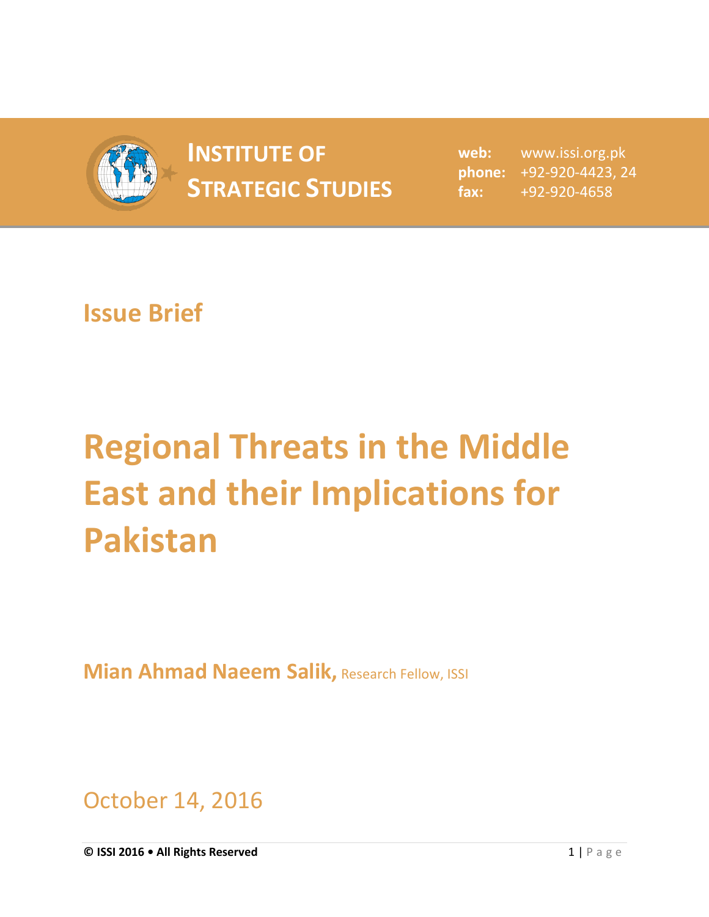**INSTITUTE OF STRATEGIC STUDIES**

**web:** www.issi.org.pk
**phone:** +92-920-4423, 24
**fax:** +92-920-4658

## Issue Brief

# Regional Threats in the Middle East and their Implications for Pakistan

**Mian Ahmad Naeem Salik,** Research Fellow, ISSI

October 14, 2016

**© ISSI 2016 • All Rights Reserved**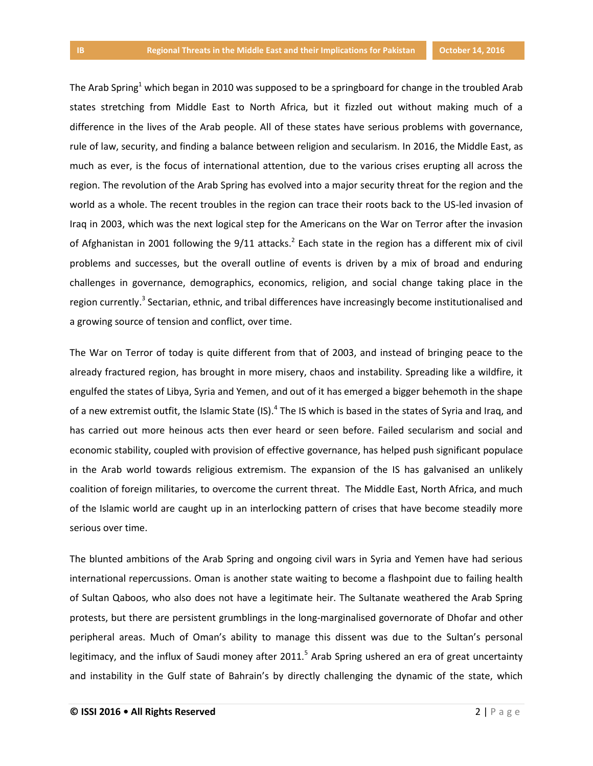The Arab Spring[1] which began in 2010 was supposed to be a springboard for change in the troubled Arab states stretching from Middle East to North Africa, but it fizzled out without making much of a difference in the lives of the Arab people. All of these states have serious problems with governance, rule of law, security, and finding a balance between religion and secularism. In 2016, the Middle East, as much as ever, is the focus of international attention, due to the various crises erupting all across the region. The revolution of the Arab Spring has evolved into a major security threat for the region and the world as a whole. The recent troubles in the region can trace their roots back to the US-led invasion of Iraq in 2003, which was the next logical step for the Americans on the War on Terror after the invasion of Afghanistan in 2001 following the 9/11 attacks.[2] Each state in the region has a different mix of civil problems and successes, but the overall outline of events is driven by a mix of broad and enduring challenges in governance, demographics, economics, religion, and social change taking place in the region currently.[3] Sectarian, ethnic, and tribal differences have increasingly become institutionalised and a growing source of tension and conflict, over time.

The War on Terror of today is quite different from that of 2003, and instead of bringing peace to the already fractured region, has brought in more misery, chaos and instability. Spreading like a wildfire, it engulfed the states of Libya, Syria and Yemen, and out of it has emerged a bigger behemoth in the shape of a new extremist outfit, the Islamic State (IS).[4] The IS which is based in the states of Syria and Iraq, and has carried out more heinous acts then ever heard or seen before. Failed secularism and social and economic stability, coupled with provision of effective governance, has helped push significant populace in the Arab world towards religious extremism. The expansion of the IS has galvanised an unlikely coalition of foreign militaries, to overcome the current threat. The Middle East, North Africa, and much of the Islamic world are caught up in an interlocking pattern of crises that have become steadily more serious over time.

The blunted ambitions of the Arab Spring and ongoing civil wars in Syria and Yemen have had serious international repercussions. Oman is another state waiting to become a flashpoint due to failing health of Sultan Qaboos, who also does not have a legitimate heir. The Sultanate weathered the Arab Spring protests, but there are persistent grumblings in the long-marginalised governorate of Dhofar and other peripheral areas. Much of Oman's ability to manage this dissent was due to the Sultan's personal legitimacy, and the influx of Saudi money after 2011.[5] Arab Spring ushered an era of great uncertainty and instability in the Gulf state of Bahrain's by directly challenging the dynamic of the state, which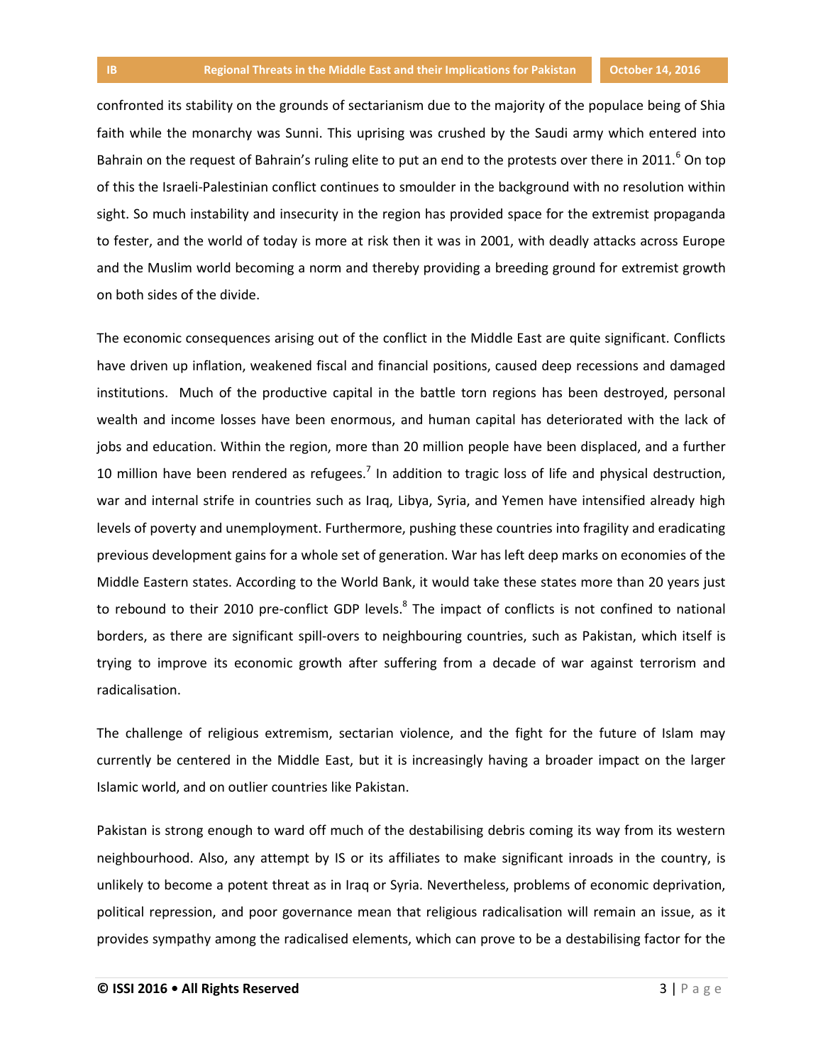confronted its stability on the grounds of sectarianism due to the majority of the populace being of Shia faith while the monarchy was Sunni. This uprising was crushed by the Saudi army which entered into Bahrain on the request of Bahrain's ruling elite to put an end to the protests over there in 2011.[6] On top of this the Israeli-Palestinian conflict continues to smoulder in the background with no resolution within sight. So much instability and insecurity in the region has provided space for the extremist propaganda to fester, and the world of today is more at risk then it was in 2001, with deadly attacks across Europe and the Muslim world becoming a norm and thereby providing a breeding ground for extremist growth on both sides of the divide.

The economic consequences arising out of the conflict in the Middle East are quite significant. Conflicts have driven up inflation, weakened fiscal and financial positions, caused deep recessions and damaged institutions. Much of the productive capital in the battle torn regions has been destroyed, personal wealth and income losses have been enormous, and human capital has deteriorated with the lack of jobs and education. Within the region, more than 20 million people have been displaced, and a further 10 million have been rendered as refugees.[7] In addition to tragic loss of life and physical destruction, war and internal strife in countries such as Iraq, Libya, Syria, and Yemen have intensified already high levels of poverty and unemployment. Furthermore, pushing these countries into fragility and eradicating previous development gains for a whole set of generation. War has left deep marks on economies of the Middle Eastern states. According to the World Bank, it would take these states more than 20 years just to rebound to their 2010 pre-conflict GDP levels.[8] The impact of conflicts is not confined to national borders, as there are significant spill-overs to neighbouring countries, such as Pakistan, which itself is trying to improve its economic growth after suffering from a decade of war against terrorism and radicalisation.

The challenge of religious extremism, sectarian violence, and the fight for the future of Islam may currently be centered in the Middle East, but it is increasingly having a broader impact on the larger Islamic world, and on outlier countries like Pakistan.

Pakistan is strong enough to ward off much of the destabilising debris coming its way from its western neighbourhood. Also, any attempt by IS or its affiliates to make significant inroads in the country, is unlikely to become a potent threat as in Iraq or Syria. Nevertheless, problems of economic deprivation, political repression, and poor governance mean that religious radicalisation will remain an issue, as it provides sympathy among the radicalised elements, which can prove to be a destabilising factor for the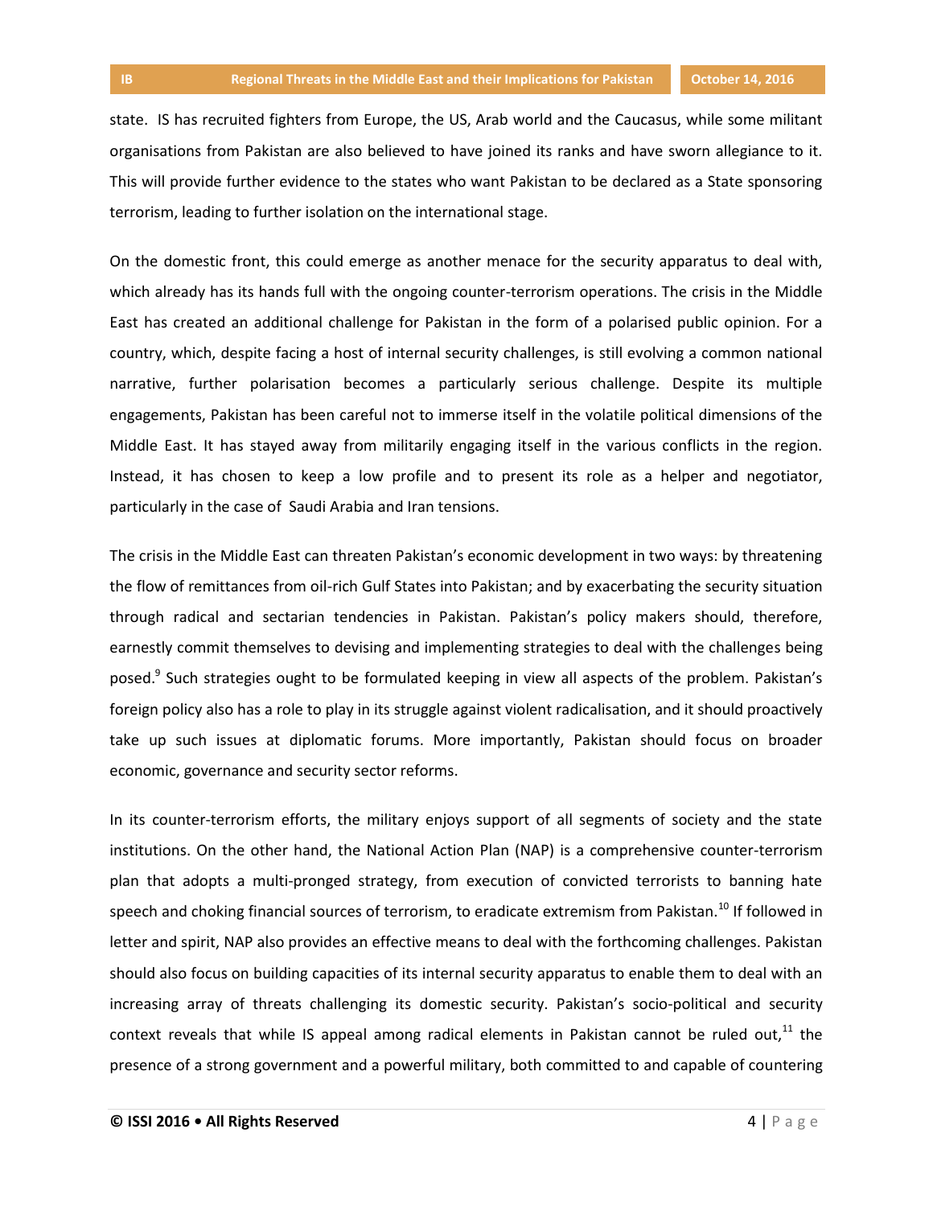state. IS has recruited fighters from Europe, the US, Arab world and the Caucasus, while some militant organisations from Pakistan are also believed to have joined its ranks and have sworn allegiance to it. This will provide further evidence to the states who want Pakistan to be declared as a State sponsoring terrorism, leading to further isolation on the international stage.

On the domestic front, this could emerge as another menace for the security apparatus to deal with, which already has its hands full with the ongoing counter-terrorism operations. The crisis in the Middle East has created an additional challenge for Pakistan in the form of a polarised public opinion. For a country, which, despite facing a host of internal security challenges, is still evolving a common national narrative, further polarisation becomes a particularly serious challenge. Despite its multiple engagements, Pakistan has been careful not to immerse itself in the volatile political dimensions of the Middle East. It has stayed away from militarily engaging itself in the various conflicts in the region. Instead, it has chosen to keep a low profile and to present its role as a helper and negotiator, particularly in the case of Saudi Arabia and Iran tensions.

The crisis in the Middle East can threaten Pakistan's economic development in two ways: by threatening the flow of remittances from oil-rich Gulf States into Pakistan; and by exacerbating the security situation through radical and sectarian tendencies in Pakistan. Pakistan's policy makers should, therefore, earnestly commit themselves to devising and implementing strategies to deal with the challenges being posed.[9] Such strategies ought to be formulated keeping in view all aspects of the problem. Pakistan's foreign policy also has a role to play in its struggle against violent radicalisation, and it should proactively take up such issues at diplomatic forums. More importantly, Pakistan should focus on broader economic, governance and security sector reforms.

In its counter-terrorism efforts, the military enjoys support of all segments of society and the state institutions. On the other hand, the National Action Plan (NAP) is a comprehensive counter-terrorism plan that adopts a multi-pronged strategy, from execution of convicted terrorists to banning hate speech and choking financial sources of terrorism, to eradicate extremism from Pakistan.[10] If followed in letter and spirit, NAP also provides an effective means to deal with the forthcoming challenges. Pakistan should also focus on building capacities of its internal security apparatus to enable them to deal with an increasing array of threats challenging its domestic security. Pakistan's socio-political and security context reveals that while IS appeal among radical elements in Pakistan cannot be ruled out,[11] the presence of a strong government and a powerful military, both committed to and capable of countering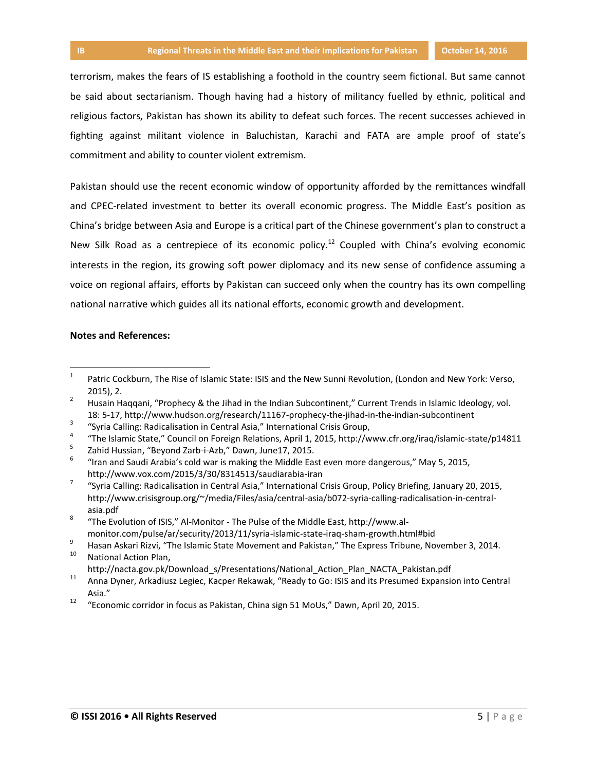terrorism, makes the fears of IS establishing a foothold in the country seem fictional. But same cannot be said about sectarianism. Though having had a history of militancy fuelled by ethnic, political and religious factors, Pakistan has shown its ability to defeat such forces. The recent successes achieved in fighting against militant violence in Baluchistan, Karachi and FATA are ample proof of state's commitment and ability to counter violent extremism.

Pakistan should use the recent economic window of opportunity afforded by the remittances windfall and CPEC-related investment to better its overall economic progress. The Middle East's position as China's bridge between Asia and Europe is a critical part of the Chinese government's plan to construct a New Silk Road as a centrepiece of its economic policy.[12] Coupled with China's evolving economic interests in the region, its growing soft power diplomacy and its new sense of confidence assuming a voice on regional affairs, efforts by Pakistan can succeed only when the country has its own compelling national narrative which guides all its national efforts, economic growth and development.

**Notes and References:**

1. Patric Cockburn, The Rise of Islamic State: ISIS and the New Sunni Revolution, (London and New York: Verso, 2015), 2.
2. Husain Haqqani, "Prophecy & the Jihad in the Indian Subcontinent," Current Trends in Islamic Ideology, vol. 18: 5-17, http://www.hudson.org/research/11167-prophecy-the-jihad-in-the-indian-subcontinent
3. "Syria Calling: Radicalisation in Central Asia," International Crisis Group,
4. "The Islamic State," Council on Foreign Relations, April 1, 2015, http://www.cfr.org/iraq/islamic-state/p14811
5. Zahid Hussian, "Beyond Zarb-i-Azb," Dawn, June17, 2015.
6. "Iran and Saudi Arabia's cold war is making the Middle East even more dangerous," May 5, 2015, http://www.vox.com/2015/3/30/8314513/saudiarabia-iran
7. "Syria Calling: Radicalisation in Central Asia," International Crisis Group, Policy Briefing, January 20, 2015, http://www.crisisgroup.org/~/media/Files/asia/central-asia/b072-syria-calling-radicalisation-in-central-asia.pdf
8. "The Evolution of ISIS," Al-Monitor - The Pulse of the Middle East, http://www.al-monitor.com/pulse/ar/security/2013/11/syria-islamic-state-iraq-sham-growth.html#bid
9. Hasan Askari Rizvi, "The Islamic State Movement and Pakistan," The Express Tribune, November 3, 2014.
10. National Action Plan, http://nacta.gov.pk/Download_s/Presentations/National_Action_Plan_NACTA_Pakistan.pdf
11. Anna Dyner, Arkadiusz Legiec, Kacper Rekawak, "Ready to Go: ISIS and its Presumed Expansion into Central Asia."
12. "Economic corridor in focus as Pakistan, China sign 51 MoUs," Dawn, April 20, 2015.

**© ISSI 2016 • All Rights Reserved**